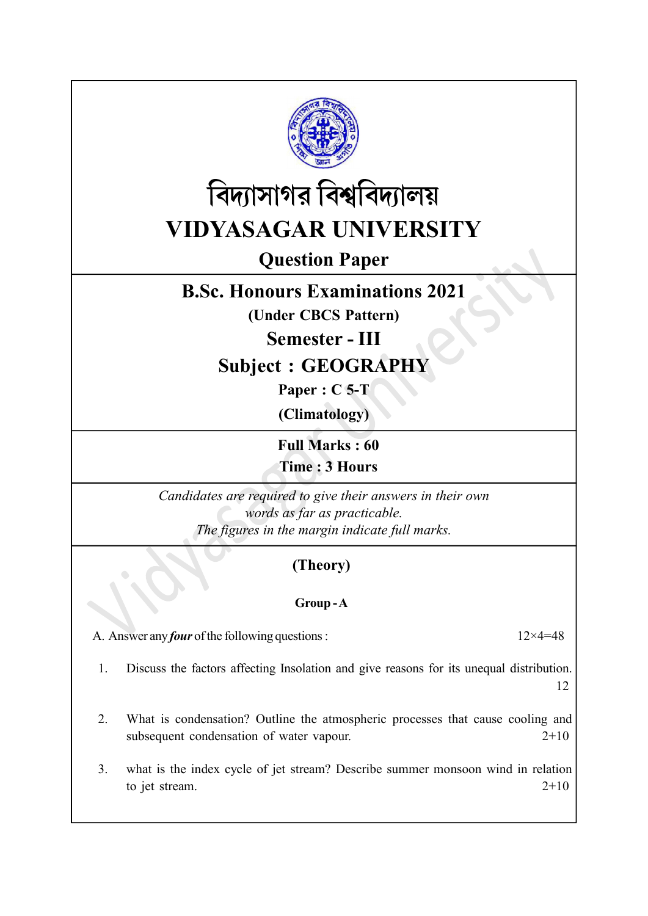# বিদ্যাসাগর বিশ্ববিদ্যালয়

# VIDYASAGAR UNIVERSITY

## Question Paper

## B.Sc. Honours Examinations 2021

**(Under CBCS Pattern)**

## Semester - III

## Subject : GEOGRAPHY

**Paper : C 5-T**

**(Climatology)**

**Full Marks : 60**

**Time : 3 Hours**

*Candidates are required to give their answers in their own words as far as practicable.*

*The figures in the margin indicate full marks.*

### (Theory)

#### Group - A

A. Answer any ***four*** of the following questions : 12×4=48

1. Discuss the factors affecting Insolation and give reasons for its unequal distribution. 12

2. What is condensation? Outline the atmospheric processes that cause cooling and subsequent condensation of water vapour. 2+10

3. what is the index cycle of jet stream? Describe summer monsoon wind in relation to jet stream. 2+10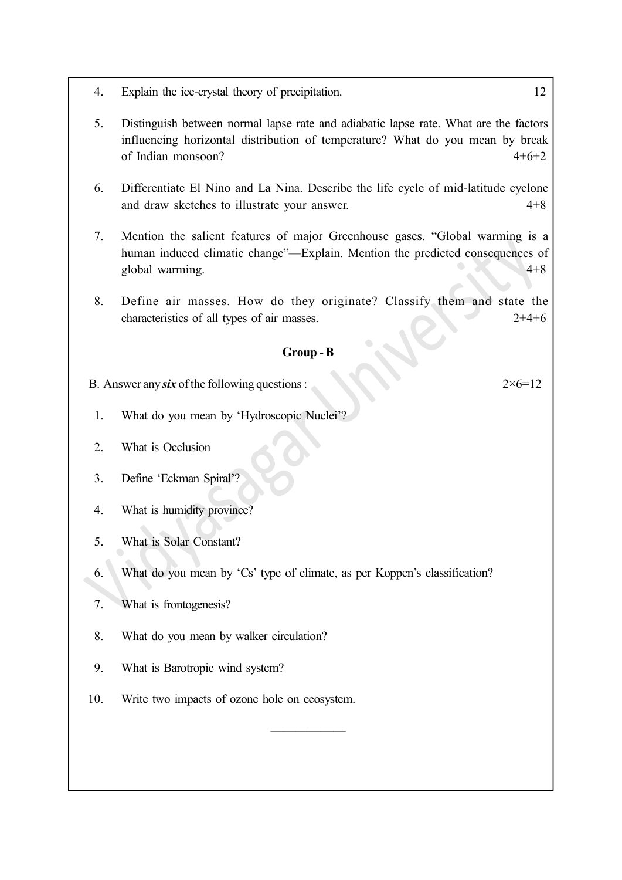4. Explain the ice-crystal theory of precipitation. 12

5. Distinguish between normal lapse rate and adiabatic lapse rate. What are the factors influencing horizontal distribution of temperature? What do you mean by break of Indian monsoon? 4+6+2

6. Differentiate El Nino and La Nina. Describe the life cycle of mid-latitude cyclone and draw sketches to illustrate your answer. 4+8

7. Mention the salient features of major Greenhouse gases. "Global warming is a human induced climatic change"—Explain. Mention the predicted consequences of global warming. 4+8

8. Define air masses. How do they originate? Classify them and state the characteristics of all types of air masses. 2+4+6

## Group - B

B. Answer any ***six*** of the following questions : 2×6=12

1. What do you mean by 'Hydroscopic Nuclei'?
2. What is Occlusion
3. Define 'Eckman Spiral'?
4. What is humidity province?
5. What is Solar Constant?
6. What do you mean by 'Cs' type of climate, as per Koppen's classification?
7. What is frontogenesis?
8. What do you mean by walker circulation?
9. What is Barotropic wind system?
10. Write two impacts of ozone hole on ecosystem.